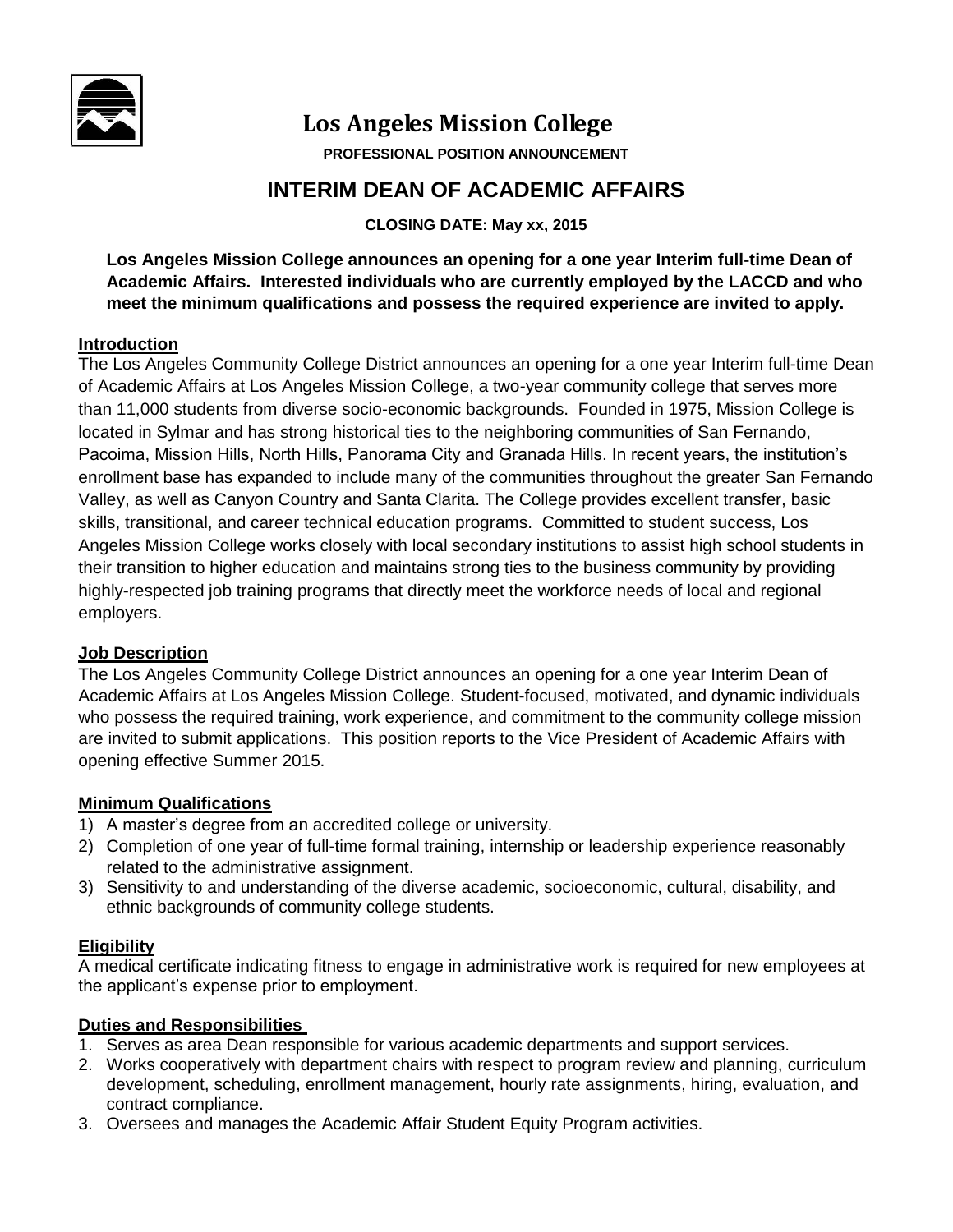# Los Angeles Mission College

**PROFESSIONAL POSITION ANNOUNCEMENT**

## INTERIM DEAN OF ACADEMIC AFFAIRS

**CLOSING DATE: May xx, 2015**

**Los Angeles Mission College announces an opening for a one year Interim full-time Dean of Academic Affairs. Interested individuals who are currently employed by the LACCD and who meet the minimum qualifications and possess the required experience are invited to apply.**

### Introduction

The Los Angeles Community College District announces an opening for a one year Interim full-time Dean of Academic Affairs at Los Angeles Mission College, a two-year community college that serves more than 11,000 students from diverse socio-economic backgrounds. Founded in 1975, Mission College is located in Sylmar and has strong historical ties to the neighboring communities of San Fernando, Pacoima, Mission Hills, North Hills, Panorama City and Granada Hills. In recent years, the institution's enrollment base has expanded to include many of the communities throughout the greater San Fernando Valley, as well as Canyon Country and Santa Clarita. The College provides excellent transfer, basic skills, transitional, and career technical education programs. Committed to student success, Los Angeles Mission College works closely with local secondary institutions to assist high school students in their transition to higher education and maintains strong ties to the business community by providing highly-respected job training programs that directly meet the workforce needs of local and regional employers.

### Job Description

The Los Angeles Community College District announces an opening for a one year Interim Dean of Academic Affairs at Los Angeles Mission College. Student-focused, motivated, and dynamic individuals who possess the required training, work experience, and commitment to the community college mission are invited to submit applications. This position reports to the Vice President of Academic Affairs with opening effective Summer 2015.

### Minimum Qualifications

1) A master's degree from an accredited college or university.
2) Completion of one year of full-time formal training, internship or leadership experience reasonably related to the administrative assignment.
3) Sensitivity to and understanding of the diverse academic, socioeconomic, cultural, disability, and ethnic backgrounds of community college students.

### Eligibility

A medical certificate indicating fitness to engage in administrative work is required for new employees at the applicant's expense prior to employment.

### Duties and Responsibilities

1. Serves as area Dean responsible for various academic departments and support services.
2. Works cooperatively with department chairs with respect to program review and planning, curriculum development, scheduling, enrollment management, hourly rate assignments, hiring, evaluation, and contract compliance.
3. Oversees and manages the Academic Affair Student Equity Program activities.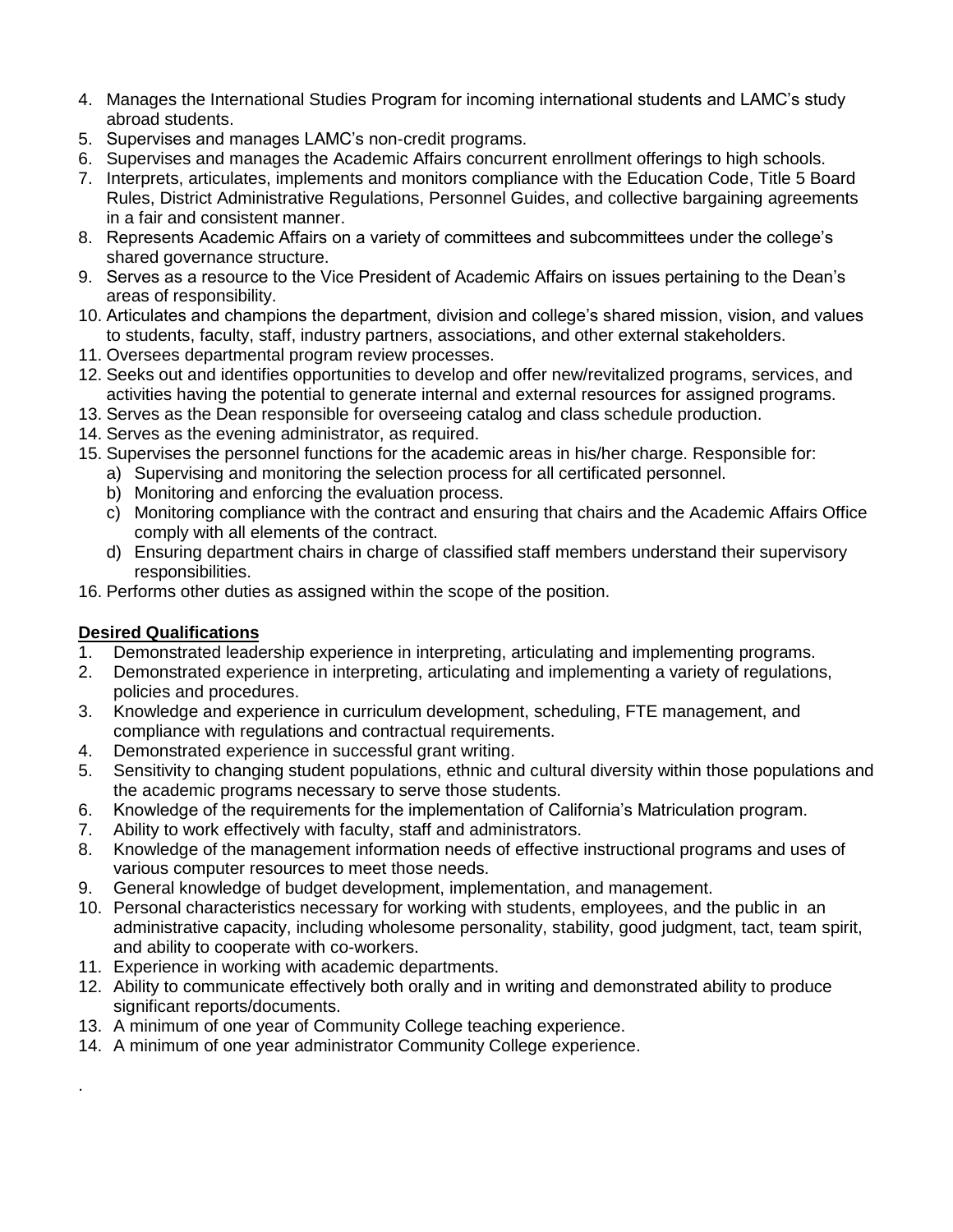4. Manages the International Studies Program for incoming international students and LAMC's study abroad students.
5. Supervises and manages LAMC's non-credit programs.
6. Supervises and manages the Academic Affairs concurrent enrollment offerings to high schools.
7. Interprets, articulates, implements and monitors compliance with the Education Code, Title 5 Board Rules, District Administrative Regulations, Personnel Guides, and collective bargaining agreements in a fair and consistent manner.
8. Represents Academic Affairs on a variety of committees and subcommittees under the college's shared governance structure.
9. Serves as a resource to the Vice President of Academic Affairs on issues pertaining to the Dean's areas of responsibility.
10. Articulates and champions the department, division and college's shared mission, vision, and values to students, faculty, staff, industry partners, associations, and other external stakeholders.
11. Oversees departmental program review processes.
12. Seeks out and identifies opportunities to develop and offer new/revitalized programs, services, and activities having the potential to generate internal and external resources for assigned programs.
13. Serves as the Dean responsible for overseeing catalog and class schedule production.
14. Serves as the evening administrator, as required.
15. Supervises the personnel functions for the academic areas in his/her charge. Responsible for:
    a) Supervising and monitoring the selection process for all certificated personnel.
    b) Monitoring and enforcing the evaluation process.
    c) Monitoring compliance with the contract and ensuring that chairs and the Academic Affairs Office comply with all elements of the contract.
    d) Ensuring department chairs in charge of classified staff members understand their supervisory responsibilities.
16. Performs other duties as assigned within the scope of the position.

**Desired Qualifications**

1. Demonstrated leadership experience in interpreting, articulating and implementing programs.
2. Demonstrated experience in interpreting, articulating and implementing a variety of regulations, policies and procedures.
3. Knowledge and experience in curriculum development, scheduling, FTE management, and compliance with regulations and contractual requirements.
4. Demonstrated experience in successful grant writing.
5. Sensitivity to changing student populations, ethnic and cultural diversity within those populations and the academic programs necessary to serve those students.
6. Knowledge of the requirements for the implementation of California's Matriculation program.
7. Ability to work effectively with faculty, staff and administrators.
8. Knowledge of the management information needs of effective instructional programs and uses of various computer resources to meet those needs.
9. General knowledge of budget development, implementation, and management.
10. Personal characteristics necessary for working with students, employees, and the public in an administrative capacity, including wholesome personality, stability, good judgment, tact, team spirit, and ability to cooperate with co-workers.
11. Experience in working with academic departments.
12. Ability to communicate effectively both orally and in writing and demonstrated ability to produce significant reports/documents.
13. A minimum of one year of Community College teaching experience.
14. A minimum of one year administrator Community College experience.

.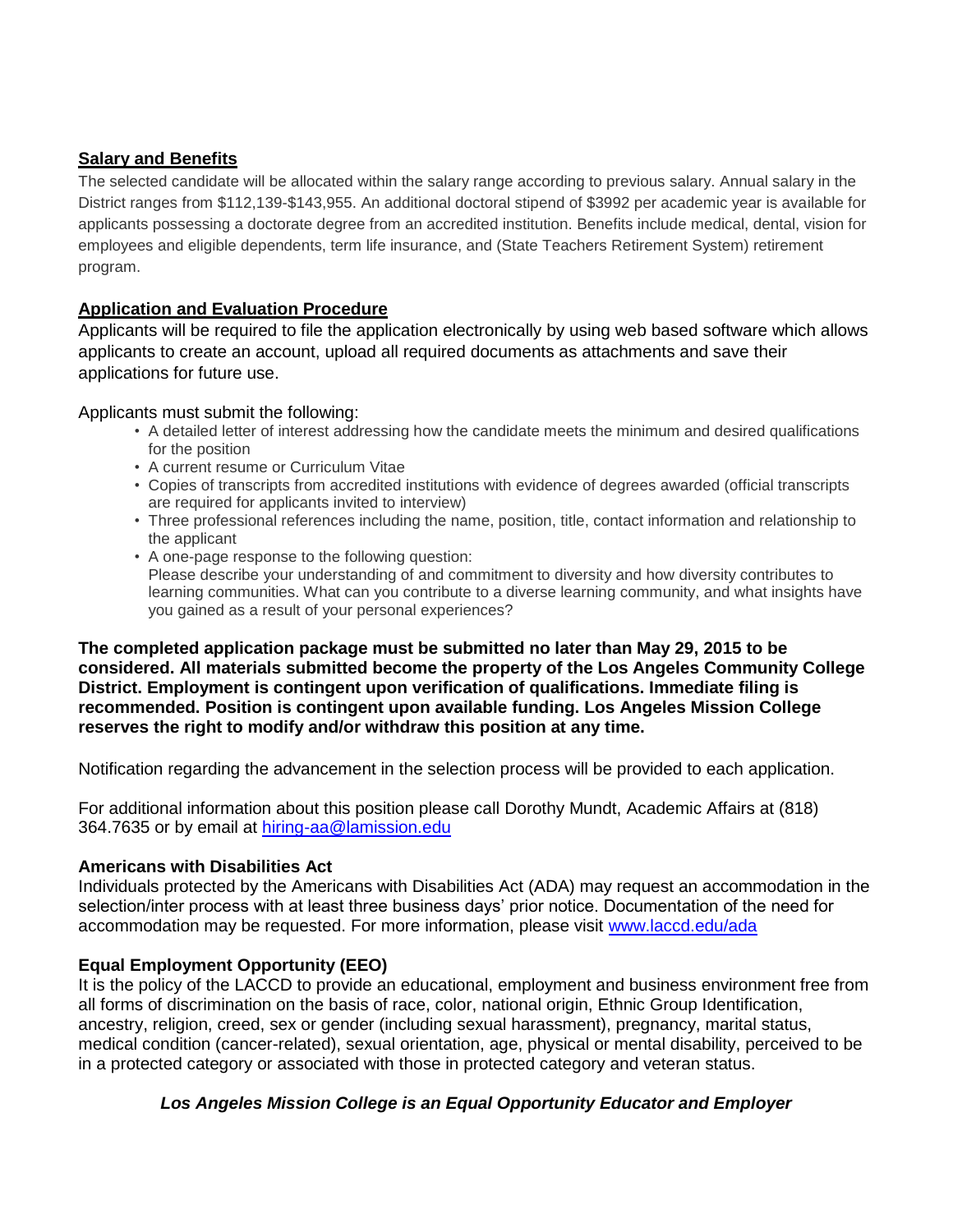## Salary and Benefits

The selected candidate will be allocated within the salary range according to previous salary. Annual salary in the District ranges from $112,139-$143,955. An additional doctoral stipend of $3992 per academic year is available for applicants possessing a doctorate degree from an accredited institution. Benefits include medical, dental, vision for employees and eligible dependents, term life insurance, and (State Teachers Retirement System) retirement program.

## Application and Evaluation Procedure

Applicants will be required to file the application electronically by using web based software which allows applicants to create an account, upload all required documents as attachments and save their applications for future use.

Applicants must submit the following:

- A detailed letter of interest addressing how the candidate meets the minimum and desired qualifications for the position
- A current resume or Curriculum Vitae
- Copies of transcripts from accredited institutions with evidence of degrees awarded (official transcripts are required for applicants invited to interview)
- Three professional references including the name, position, title, contact information and relationship to the applicant
- A one-page response to the following question:
  Please describe your understanding of and commitment to diversity and how diversity contributes to learning communities. What can you contribute to a diverse learning community, and what insights have you gained as a result of your personal experiences?

**The completed application package must be submitted no later than May 29, 2015 to be considered. All materials submitted become the property of the Los Angeles Community College District. Employment is contingent upon verification of qualifications. Immediate filing is recommended. Position is contingent upon available funding. Los Angeles Mission College reserves the right to modify and/or withdraw this position at any time.**

Notification regarding the advancement in the selection process will be provided to each application.

For additional information about this position please call Dorothy Mundt, Academic Affairs at (818) 364.7635 or by email at hiring-aa@lamission.edu

### Americans with Disabilities Act

Individuals protected by the Americans with Disabilities Act (ADA) may request an accommodation in the selection/inter process with at least three business days' prior notice. Documentation of the need for accommodation may be requested. For more information, please visit www.laccd.edu/ada

### Equal Employment Opportunity (EEO)

It is the policy of the LACCD to provide an educational, employment and business environment free from all forms of discrimination on the basis of race, color, national origin, Ethnic Group Identification, ancestry, religion, creed, sex or gender (including sexual harassment), pregnancy, marital status, medical condition (cancer-related), sexual orientation, age, physical or mental disability, perceived to be in a protected category or associated with those in protected category and veteran status.

***Los Angeles Mission College is an Equal Opportunity Educator and Employer***